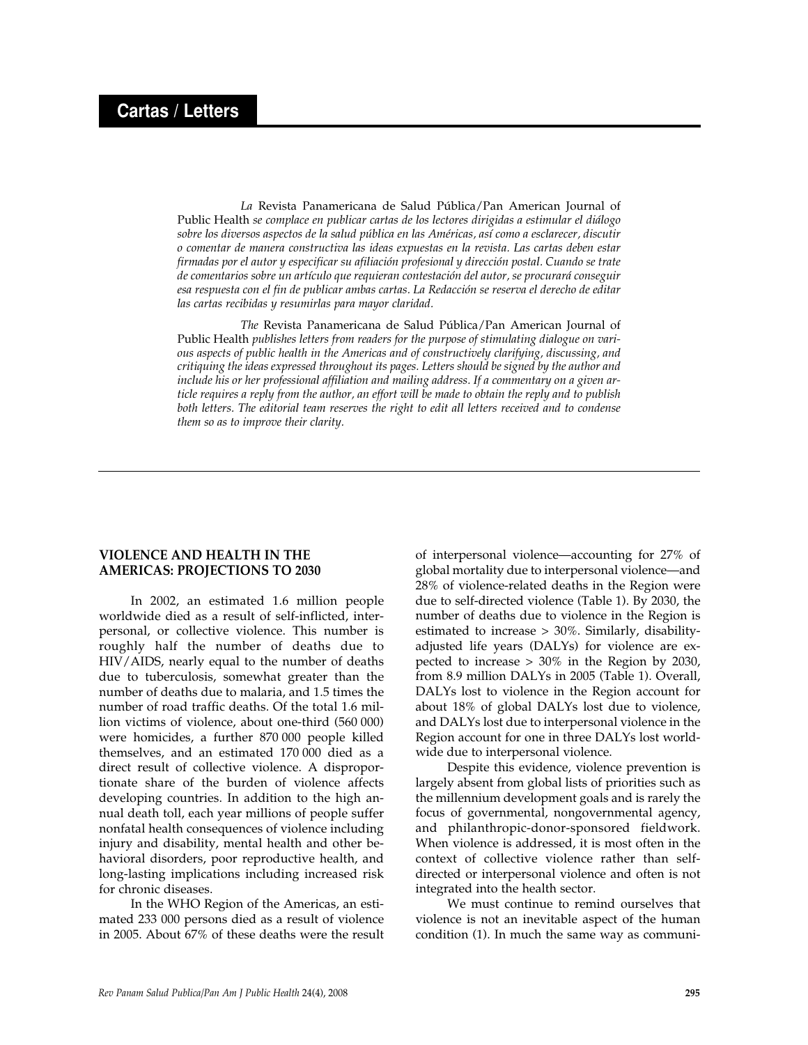# Cartas / Letters

*La* Revista Panamericana de Salud Pública/Pan American Journal of Public Health *se complace en publicar cartas de los lectores dirigidas a estimular el diálogo sobre los diversos aspectos de la salud pública en las Américas, así como a esclarecer, discutir o comentar de manera constructiva las ideas expuestas en la revista. Las cartas deben estar firmadas por el autor y especificar su afiliación profesional y dirección postal. Cuando se trate de comentarios sobre un artículo que requieran contestación del autor, se procurará conseguir esa respuesta con el fin de publicar ambas cartas. La Redacción se reserva el derecho de editar las cartas recibidas y resumirlas para mayor claridad.*

*The* Revista Panamericana de Salud Pública/Pan American Journal of Public Health *publishes letters from readers for the purpose of stimulating dialogue on various aspects of public health in the Americas and of constructively clarifying, discussing, and critiquing the ideas expressed throughout its pages. Letters should be signed by the author and include his or her professional affiliation and mailing address. If a commentary on a given article requires a reply from the author, an effort will be made to obtain the reply and to publish both letters. The editorial team reserves the right to edit all letters received and to condense them so as to improve their clarity.*

---

## VIOLENCE AND HEALTH IN THE AMERICAS: PROJECTIONS TO 2030

In 2002, an estimated 1.6 million people worldwide died as a result of self-inflicted, interpersonal, or collective violence. This number is roughly half the number of deaths due to HIV/AIDS, nearly equal to the number of deaths due to tuberculosis, somewhat greater than the number of deaths due to malaria, and 1.5 times the number of road traffic deaths. Of the total 1.6 million victims of violence, about one-third (560 000) were homicides, a further 870 000 people killed themselves, and an estimated 170 000 died as a direct result of collective violence. A disproportionate share of the burden of violence affects developing countries. In addition to the high annual death toll, each year millions of people suffer nonfatal health consequences of violence including injury and disability, mental health and other behavioral disorders, poor reproductive health, and long-lasting implications including increased risk for chronic diseases.

In the WHO Region of the Americas, an estimated 233 000 persons died as a result of violence in 2005. About 67% of these deaths were the result of interpersonal violence—accounting for 27% of global mortality due to interpersonal violence—and 28% of violence-related deaths in the Region were due to self-directed violence (Table 1). By 2030, the number of deaths due to violence in the Region is estimated to increase > 30%. Similarly, disability-adjusted life years (DALYs) for violence are expected to increase > 30% in the Region by 2030, from 8.9 million DALYs in 2005 (Table 1). Overall, DALYs lost to violence in the Region account for about 18% of global DALYs lost due to violence, and DALYs lost due to interpersonal violence in the Region account for one in three DALYs lost worldwide due to interpersonal violence.

Despite this evidence, violence prevention is largely absent from global lists of priorities such as the millennium development goals and is rarely the focus of governmental, nongovernmental agency, and philanthropic-donor-sponsored fieldwork. When violence is addressed, it is most often in the context of collective violence rather than self-directed or interpersonal violence and often is not integrated into the health sector.

We must continue to remind ourselves that violence is not an inevitable aspect of the human condition (1). In much the same way as communi-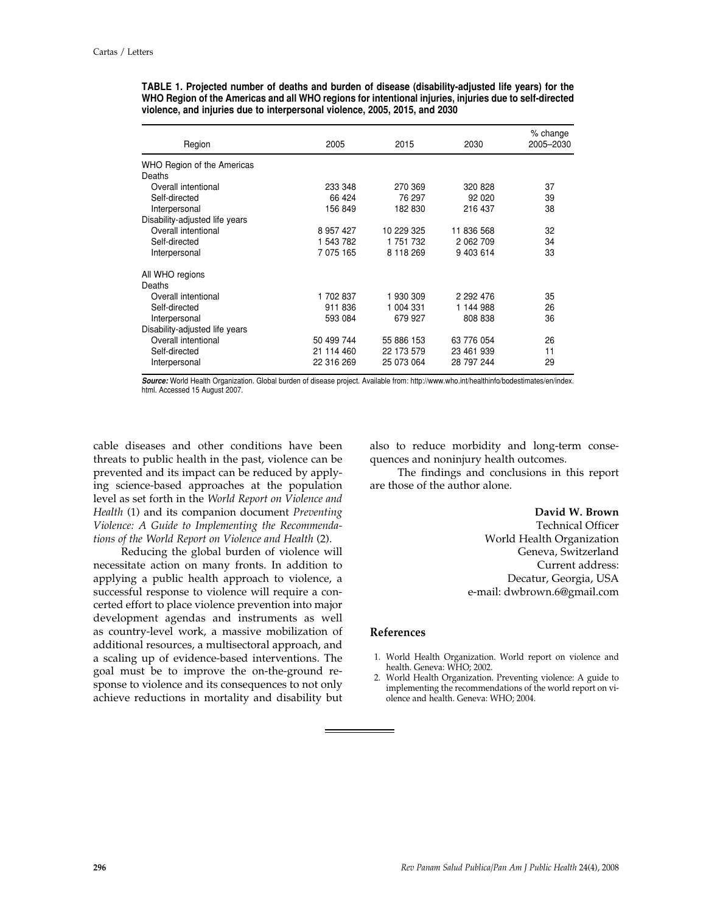**TABLE 1. Projected number of deaths and burden of disease (disability-adjusted life years) for the WHO Region of the Americas and all WHO regions for intentional injuries, injuries due to self-directed violence, and injuries due to interpersonal violence, 2005, 2015, and 2030**

| Region | 2005 | 2015 | 2030 | % change 2005–2030 |
|---|---|---|---|---|
| WHO Region of the Americas | | | | |
| Deaths | | | | |
| Overall intentional | 233 348 | 270 369 | 320 828 | 37 |
| Self-directed | 66 424 | 76 297 | 92 020 | 39 |
| Interpersonal | 156 849 | 182 830 | 216 437 | 38 |
| Disability-adjusted life years | | | | |
| Overall intentional | 8 957 427 | 10 229 325 | 11 836 568 | 32 |
| Self-directed | 1 543 782 | 1 751 732 | 2 062 709 | 34 |
| Interpersonal | 7 075 165 | 8 118 269 | 9 403 614 | 33 |
| All WHO regions | | | | |
| Deaths | | | | |
| Overall intentional | 1 702 837 | 1 930 309 | 2 292 476 | 35 |
| Self-directed | 911 836 | 1 004 331 | 1 144 988 | 26 |
| Interpersonal | 593 084 | 679 927 | 808 838 | 36 |
| Disability-adjusted life years | | | | |
| Overall intentional | 50 499 744 | 55 886 153 | 63 776 054 | 26 |
| Self-directed | 21 114 460 | 22 173 579 | 23 461 939 | 11 |
| Interpersonal | 22 316 269 | 25 073 064 | 28 797 244 | 29 |

***Source:*** World Health Organization. Global burden of disease project. Available from: http://www.who.int/healthinfo/bodestimates/en/index.html. Accessed 15 August 2007.

cable diseases and other conditions have been threats to public health in the past, violence can be prevented and its impact can be reduced by applying science-based approaches at the population level as set forth in the *World Report on Violence and Health* (1) and its companion document *Preventing Violence: A Guide to Implementing the Recommendations of the World Report on Violence and Health* (2).

Reducing the global burden of violence will necessitate action on many fronts. In addition to applying a public health approach to violence, a successful response to violence will require a concerted effort to place violence prevention into major development agendas and instruments as well as country-level work, a massive mobilization of additional resources, a multisectoral approach, and a scaling up of evidence-based interventions. The goal must be to improve the on-the-ground response to violence and its consequences to not only achieve reductions in mortality and disability but also to reduce morbidity and long-term consequences and noninjury health outcomes.

The findings and conclusions in this report are those of the author alone.

**David W. Brown**
Technical Officer
World Health Organization
Geneva, Switzerland
Current address:
Decatur, Georgia, USA
e-mail: dwbrown.6@gmail.com

## References

1. World Health Organization. World report on violence and health. Geneva: WHO; 2002.
2. World Health Organization. Preventing violence: A guide to implementing the recommendations of the world report on violence and health. Geneva: WHO; 2004.